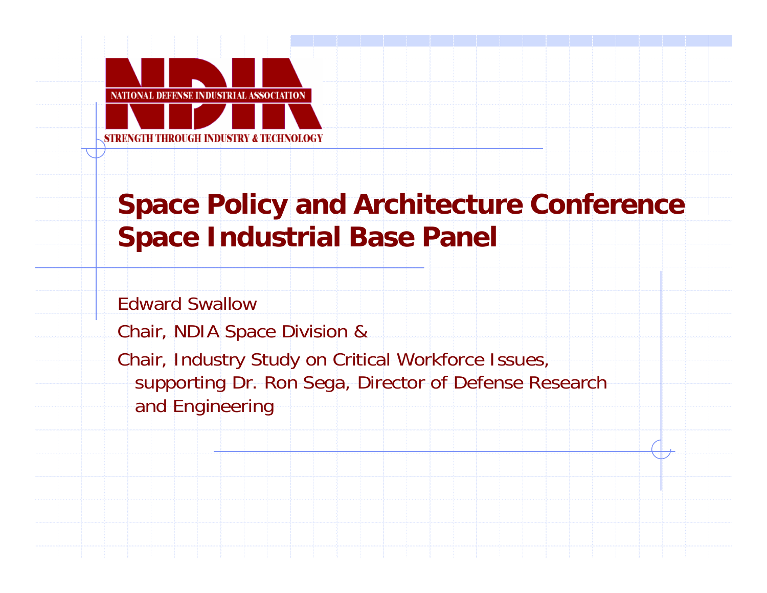NATIONAL DEFENSE INDUSTRIAL ASSOCIATION

STRENGTH THROUGH INDUSTRY & TECHNOLOGY

# Space Policy and Architecture Conference
# Space Industrial Base Panel

Edward Swallow

Chair, NDIA Space Division &

Chair, Industry Study on Critical Workforce Issues, supporting Dr. Ron Sega, Director of Defense Research and Engineering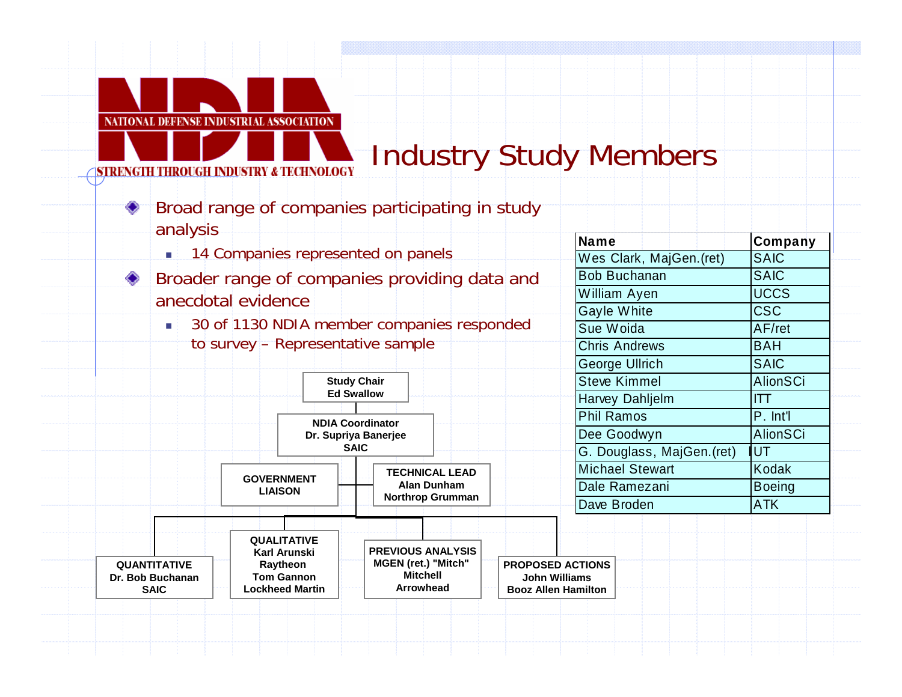# Industry Study Members

- Broad range of companies participating in study analysis
  - 14 Companies represented on panels
- Broader range of companies providing data and anecdotal evidence
  - 30 of 1130 NDIA member companies responded to survey – Representative sample

| Name | Company |
|---|---|
| Wes Clark, MajGen.(ret) | SAIC |
| Bob Buchanan | SAIC |
| William Ayen | UCCS |
| Gayle White | CSC |
| Sue Woida | AF/ret |
| Chris Andrews | BAH |
| George Ullrich | SAIC |
| Steve Kimmel | AlionSCi |
| Harvey Dahljelm | ITT |
| Phil Ramos | P. Int'l |
| Dee Goodwyn | AlionSCi |
| G. Douglass, MajGen.(ret) | UT |
| Michael Stewart | Kodak |
| Dale Ramezani | Boeing |
| Dave Broden | ATK |

**Study Chair**
Ed Swallow

**NDIA Coordinator**
Dr. Supriya Banerjee
SAIC

**GOVERNMENT LIAISON**

**TECHNICAL LEAD**
Alan Dunham
Northrop Grumman

**QUANTITATIVE**
Dr. Bob Buchanan
SAIC

**QUALITATIVE**
Karl Arunski
Raytheon
Tom Gannon
Lockheed Martin

**PREVIOUS ANALYSIS**
MGEN (ret.) "Mitch" Mitchell
Arrowhead

**PROPOSED ACTIONS**
John Williams
Booz Allen Hamilton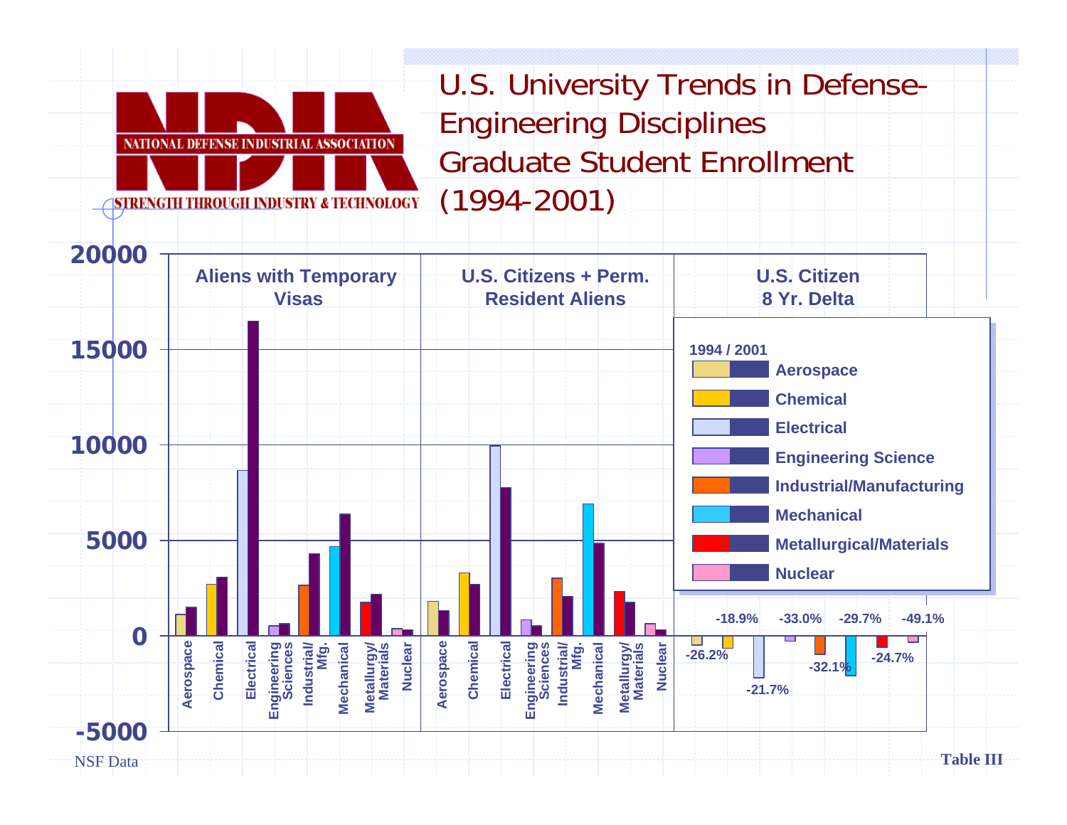# U.S. University Trends in Defense-Engineering Disciplines Graduate Student Enrollment (1994-2001)

NATIONAL DEFENSE INDUSTRIAL ASSOCIATION

STRENGTH THROUGH INDUSTRY & TECHNOLOGY

**Aliens with Temporary Visas** | **U.S. Citizens + Perm. Resident Aliens** | **U.S. Citizen 8 Yr. Delta**

1994 / 2001

- Aerospace
- Chemical
- Electrical
- Engineering Science
- Industrial/Manufacturing
- Mechanical
- Metallurgical/Materials
- Nuclear

| Discipline | U.S. Citizen 8 Yr. Delta |
|---|---|
| Aerospace | -26.2% |
| Chemical | -18.9% |
| Electrical | -21.7% |
| Engineering Sciences | -33.0% |
| Industrial/Mfg. | -32.1% |
| Mechanical | -29.7% |
| Metallurgy/Materials | -24.7% |
| Nuclear | -49.1% |

NSF Data

Table III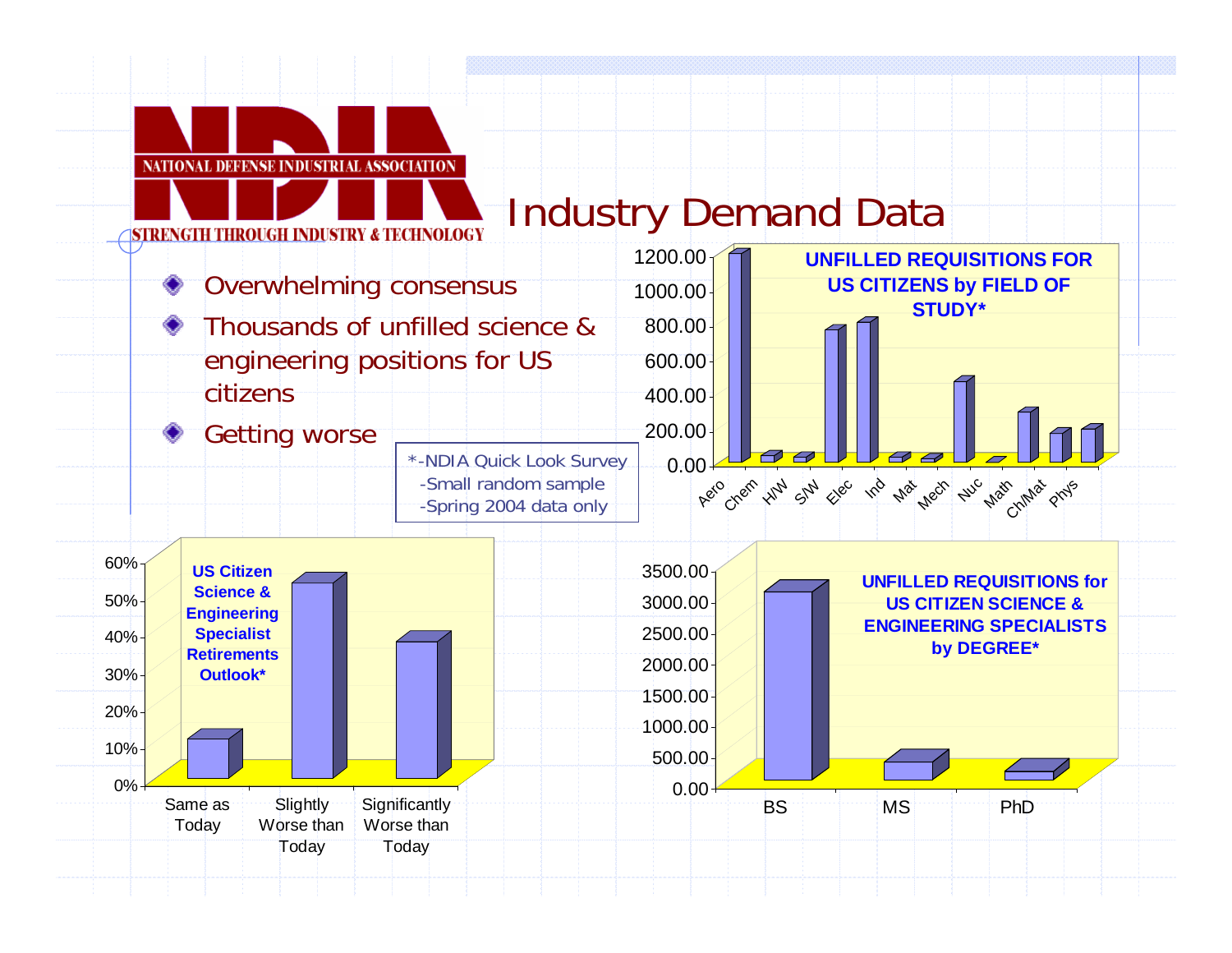# Industry Demand Data

NATIONAL DEFENSE INDUSTRIAL ASSOCIATION

STRENGTH THROUGH INDUSTRY & TECHNOLOGY

- Overwhelming consensus
- Thousands of unfilled science & engineering positions for US citizens
- Getting worse

*-NDIA Quick Look Survey
-Small random sample
-Spring 2004 data only

**UNFILLED REQUISITIONS FOR US CITIZENS by FIELD OF STUDY***

Fields: Aero, Chem, H/W, S/W, Elec, Ind, Mat, Mech, Nuc, Math, Ch/Mat, Phys

**US Citizen Science & Engineering Specialist Retirements Outlook***

Categories: Same as Today, Slightly Worse than Today, Significantly Worse than Today

**UNFILLED REQUISITIONS for US CITIZEN SCIENCE & ENGINEERING SPECIALISTS by DEGREE***

Categories: BS, MS, PhD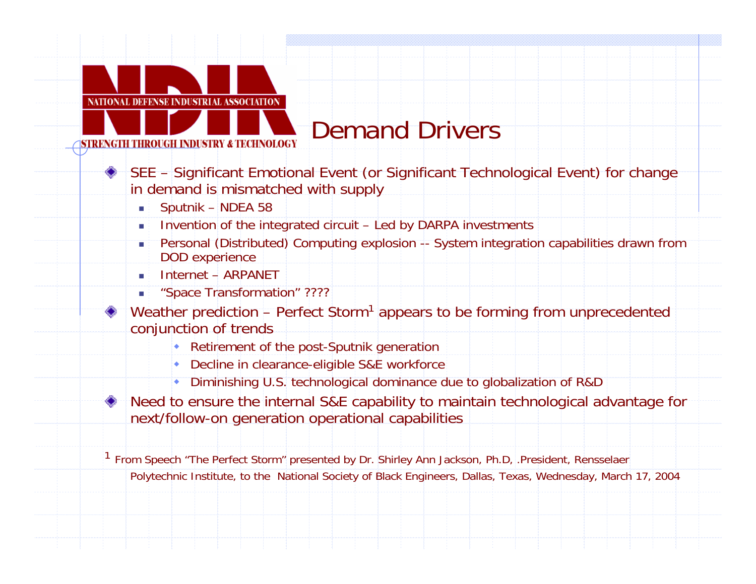NATIONAL DEFENSE INDUSTRIAL ASSOCIATION

STRENGTH THROUGH INDUSTRY & TECHNOLOGY

# Demand Drivers

- SEE – Significant Emotional Event (or Significant Technological Event) for change in demand is mismatched with supply
  - Sputnik – NDEA 58
  - Invention of the integrated circuit – Led by DARPA investments
  - Personal (Distributed) Computing explosion -- System integration capabilities drawn from DOD experience
  - Internet – ARPANET
  - “Space Transformation” ????
- Weather prediction – Perfect Storm[1] appears to be forming from unprecedented conjunction of trends
  - Retirement of the post-Sputnik generation
  - Decline in clearance-eligible S&E workforce
  - Diminishing U.S. technological dominance due to globalization of R&D
- Need to ensure the internal S&E capability to maintain technological advantage for next/follow-on generation operational capabilities

[1] From Speech “The Perfect Storm” presented by Dr. Shirley Ann Jackson, Ph.D, .President, Rensselaer Polytechnic Institute, to the National Society of Black Engineers, Dallas, Texas, Wednesday, March 17, 2004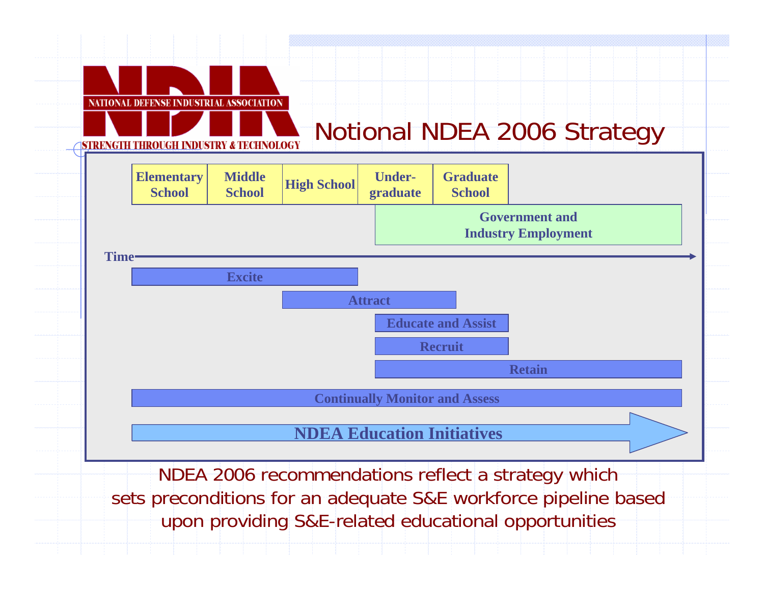NDIA
NATIONAL DEFENSE INDUSTRIAL ASSOCIATION
STRENGTH THROUGH INDUSTRY & TECHNOLOGY

# Notional NDEA 2006 Strategy

| Elementary School | Middle School | High School | Under-graduate | Graduate School |
|---|---|---|---|---|

Government and Industry Employment

Time →

- Excite
- Attract
- Educate and Assist
- Recruit
- Retain
- Continually Monitor and Assess

**NDEA Education Initiatives**

NDEA 2006 recommendations reflect a strategy which sets preconditions for an adequate S&E workforce pipeline based upon providing S&E-related educational opportunities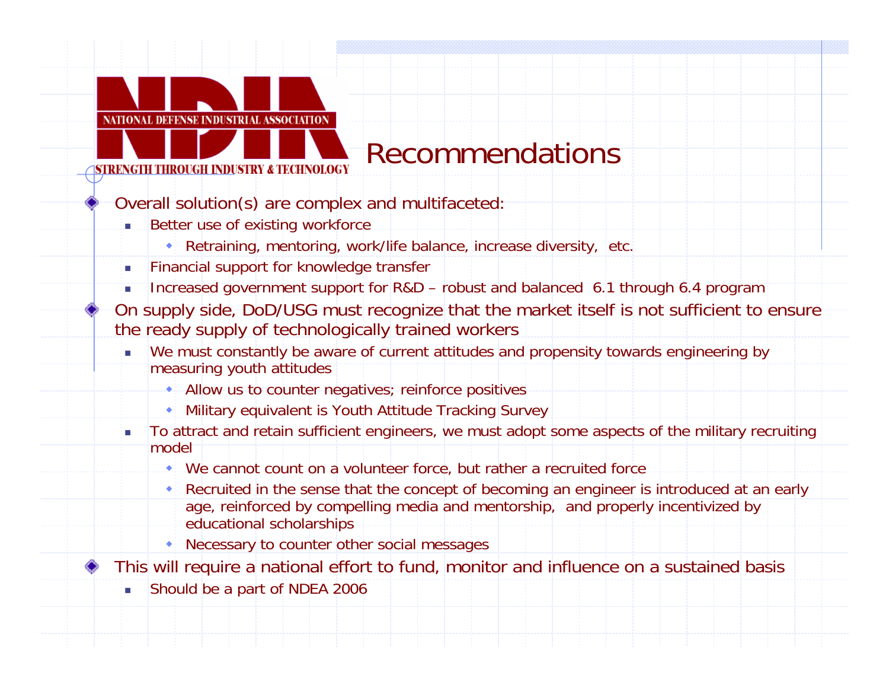NATIONAL DEFENSE INDUSTRIAL ASSOCIATION

STRENGTH THROUGH INDUSTRY & TECHNOLOGY

# Recommendations

- Overall solution(s) are complex and multifaceted:
  - Better use of existing workforce
    - Retraining, mentoring, work/life balance, increase diversity, etc.
  - Financial support for knowledge transfer
  - Increased government support for R&D – robust and balanced 6.1 through 6.4 program
- On supply side, DoD/USG must recognize that the market itself is not sufficient to ensure the ready supply of technologically trained workers
  - We must constantly be aware of current attitudes and propensity towards engineering by measuring youth attitudes
    - Allow us to counter negatives; reinforce positives
    - Military equivalent is Youth Attitude Tracking Survey
  - To attract and retain sufficient engineers, we must adopt some aspects of the military recruiting model
    - We cannot count on a volunteer force, but rather a recruited force
    - Recruited in the sense that the concept of becoming an engineer is introduced at an early age, reinforced by compelling media and mentorship, and properly incentivized by educational scholarships
    - Necessary to counter other social messages
- This will require a national effort to fund, monitor and influence on a sustained basis
  - Should be a part of NDEA 2006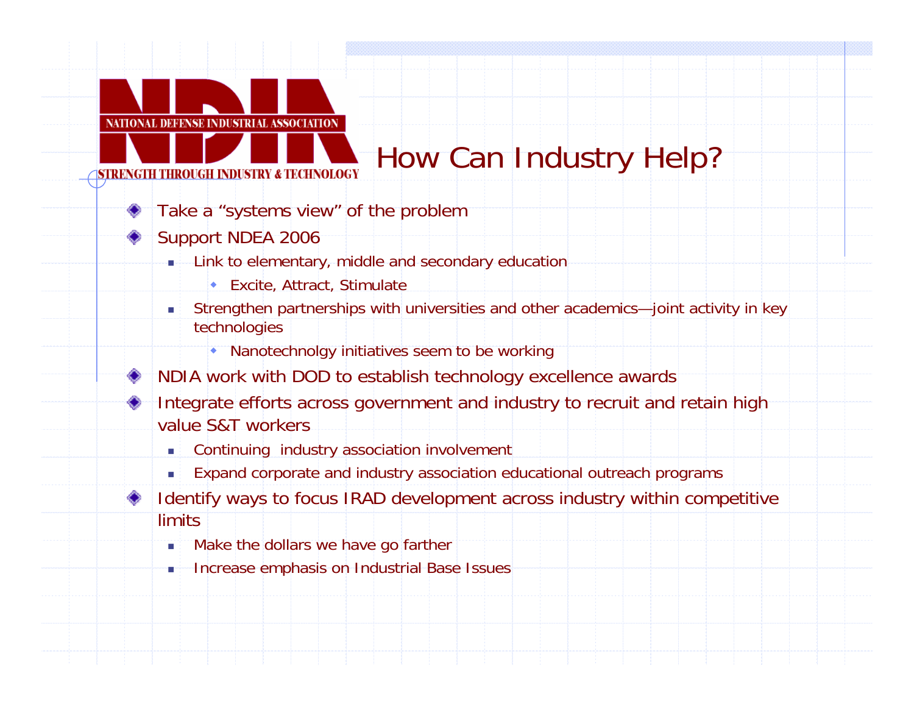NATIONAL DEFENSE INDUSTRIAL ASSOCIATION

STRENGTH THROUGH INDUSTRY & TECHNOLOGY

# How Can Industry Help?

- Take a “systems view” of the problem
- Support NDEA 2006
  - Link to elementary, middle and secondary education
    - Excite, Attract, Stimulate
  - Strengthen partnerships with universities and other academics—joint activity in key technologies
    - Nanotechnolgy initiatives seem to be working
- NDIA work with DOD to establish technology excellence awards
- Integrate efforts across government and industry to recruit and retain high value S&T workers
  - Continuing industry association involvement
  - Expand corporate and industry association educational outreach programs
- Identify ways to focus IRAD development across industry within competitive limits
  - Make the dollars we have go farther
  - Increase emphasis on Industrial Base Issues